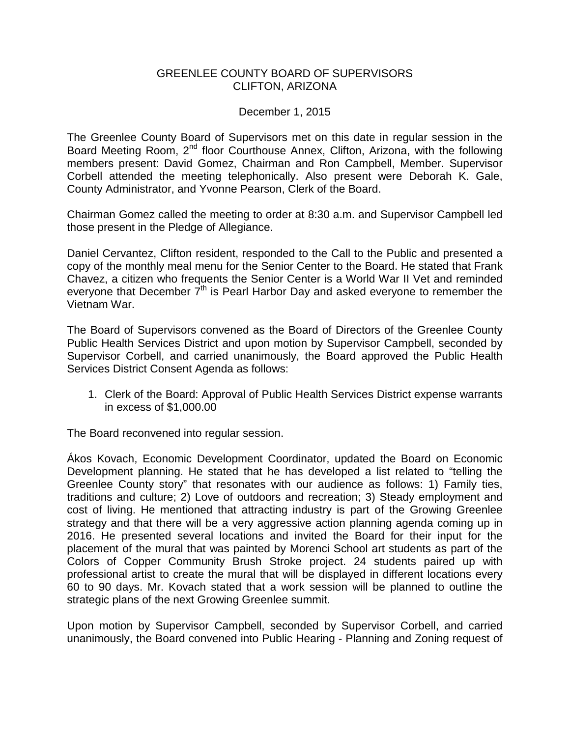GREENLEE COUNTY BOARD OF SUPERVISORS
CLIFTON, ARIZONA

December 1, 2015

The Greenlee County Board of Supervisors met on this date in regular session in the Board Meeting Room, 2nd floor Courthouse Annex, Clifton, Arizona, with the following members present: David Gomez, Chairman and Ron Campbell, Member. Supervisor Corbell attended the meeting telephonically. Also present were Deborah K. Gale, County Administrator, and Yvonne Pearson, Clerk of the Board.

Chairman Gomez called the meeting to order at 8:30 a.m. and Supervisor Campbell led those present in the Pledge of Allegiance.

Daniel Cervantez, Clifton resident, responded to the Call to the Public and presented a copy of the monthly meal menu for the Senior Center to the Board. He stated that Frank Chavez, a citizen who frequents the Senior Center is a World War II Vet and reminded everyone that December 7th is Pearl Harbor Day and asked everyone to remember the Vietnam War.

The Board of Supervisors convened as the Board of Directors of the Greenlee County Public Health Services District and upon motion by Supervisor Campbell, seconded by Supervisor Corbell, and carried unanimously, the Board approved the Public Health Services District Consent Agenda as follows:

1. Clerk of the Board: Approval of Public Health Services District expense warrants in excess of $1,000.00

The Board reconvened into regular session.

Ákos Kovach, Economic Development Coordinator, updated the Board on Economic Development planning. He stated that he has developed a list related to "telling the Greenlee County story" that resonates with our audience as follows: 1) Family ties, traditions and culture; 2) Love of outdoors and recreation; 3) Steady employment and cost of living. He mentioned that attracting industry is part of the Growing Greenlee strategy and that there will be a very aggressive action planning agenda coming up in 2016. He presented several locations and invited the Board for their input for the placement of the mural that was painted by Morenci School art students as part of the Colors of Copper Community Brush Stroke project. 24 students paired up with professional artist to create the mural that will be displayed in different locations every 60 to 90 days. Mr. Kovach stated that a work session will be planned to outline the strategic plans of the next Growing Greenlee summit.

Upon motion by Supervisor Campbell, seconded by Supervisor Corbell, and carried unanimously, the Board convened into Public Hearing - Planning and Zoning request of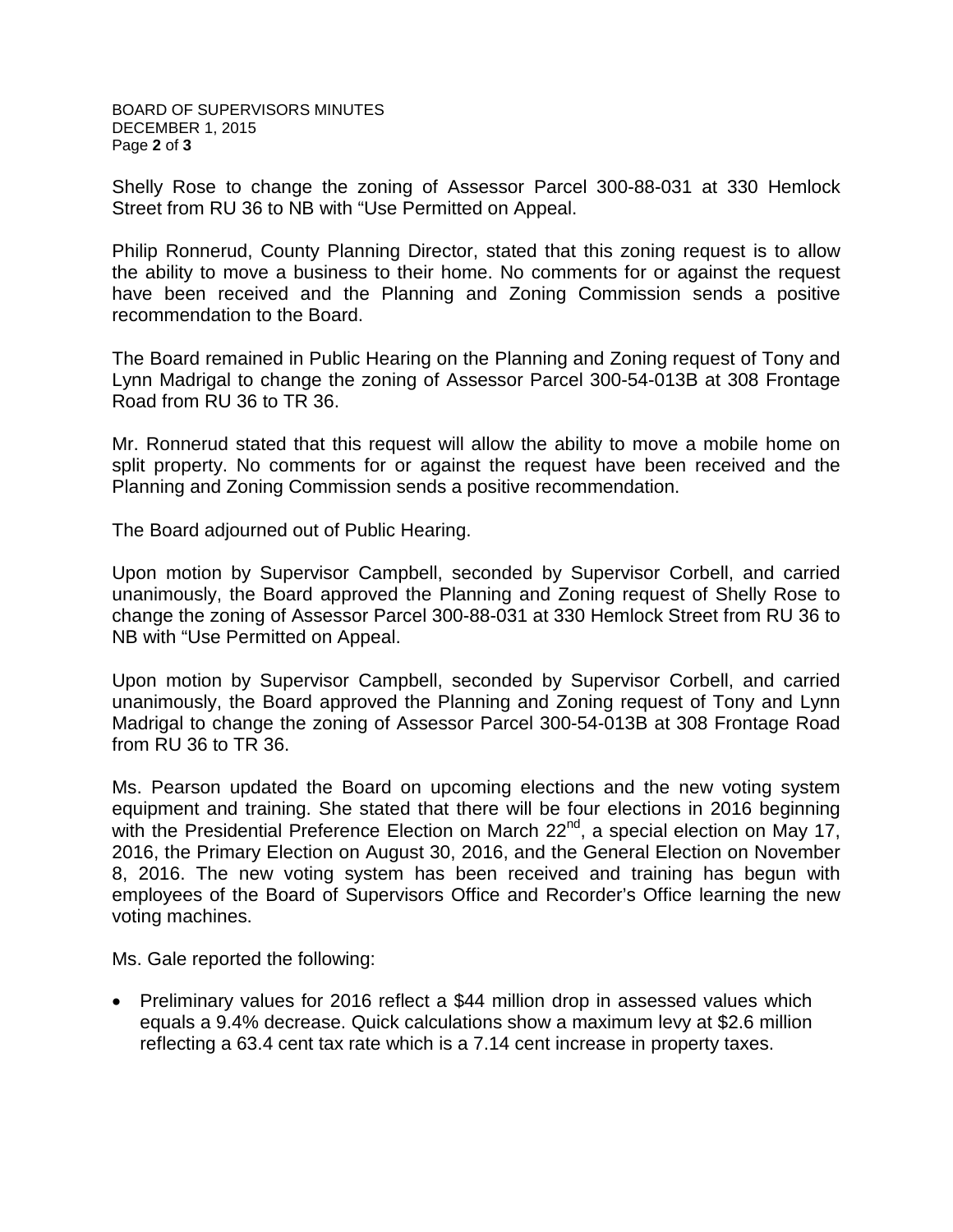Shelly Rose to change the zoning of Assessor Parcel 300-88-031 at 330 Hemlock Street from RU 36 to NB with "Use Permitted on Appeal.

Philip Ronnerud, County Planning Director, stated that this zoning request is to allow the ability to move a business to their home. No comments for or against the request have been received and the Planning and Zoning Commission sends a positive recommendation to the Board.

The Board remained in Public Hearing on the Planning and Zoning request of Tony and Lynn Madrigal to change the zoning of Assessor Parcel 300-54-013B at 308 Frontage Road from RU 36 to TR 36.

Mr. Ronnerud stated that this request will allow the ability to move a mobile home on split property. No comments for or against the request have been received and the Planning and Zoning Commission sends a positive recommendation.

The Board adjourned out of Public Hearing.

Upon motion by Supervisor Campbell, seconded by Supervisor Corbell, and carried unanimously, the Board approved the Planning and Zoning request of Shelly Rose to change the zoning of Assessor Parcel 300-88-031 at 330 Hemlock Street from RU 36 to NB with "Use Permitted on Appeal.

Upon motion by Supervisor Campbell, seconded by Supervisor Corbell, and carried unanimously, the Board approved the Planning and Zoning request of Tony and Lynn Madrigal to change the zoning of Assessor Parcel 300-54-013B at 308 Frontage Road from RU 36 to TR 36.

Ms. Pearson updated the Board on upcoming elections and the new voting system equipment and training. She stated that there will be four elections in 2016 beginning with the Presidential Preference Election on March 22nd, a special election on May 17, 2016, the Primary Election on August 30, 2016, and the General Election on November 8, 2016. The new voting system has been received and training has begun with employees of the Board of Supervisors Office and Recorder's Office learning the new voting machines.

Ms. Gale reported the following:

- Preliminary values for 2016 reflect a $44 million drop in assessed values which equals a 9.4% decrease. Quick calculations show a maximum levy at $2.6 million reflecting a 63.4 cent tax rate which is a 7.14 cent increase in property taxes.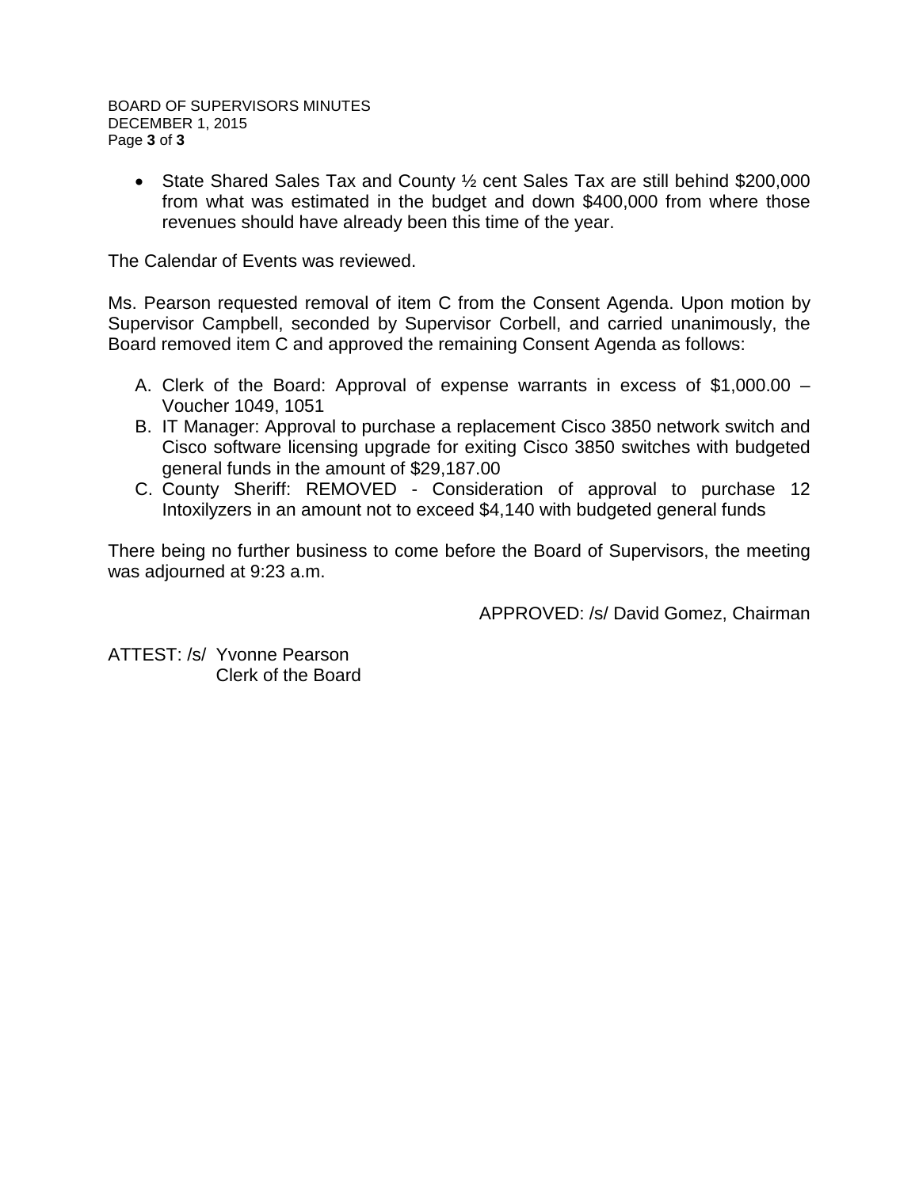- State Shared Sales Tax and County ½ cent Sales Tax are still behind $200,000 from what was estimated in the budget and down $400,000 from where those revenues should have already been this time of the year.

The Calendar of Events was reviewed.

Ms. Pearson requested removal of item C from the Consent Agenda. Upon motion by Supervisor Campbell, seconded by Supervisor Corbell, and carried unanimously, the Board removed item C and approved the remaining Consent Agenda as follows:

A. Clerk of the Board: Approval of expense warrants in excess of $1,000.00 – Voucher 1049, 1051
B. IT Manager: Approval to purchase a replacement Cisco 3850 network switch and Cisco software licensing upgrade for exiting Cisco 3850 switches with budgeted general funds in the amount of $29,187.00
C. County Sheriff: REMOVED - Consideration of approval to purchase 12 Intoxilyzers in an amount not to exceed $4,140 with budgeted general funds

There being no further business to come before the Board of Supervisors, the meeting was adjourned at 9:23 a.m.

APPROVED: /s/ David Gomez, Chairman

ATTEST: /s/ Yvonne Pearson
Clerk of the Board